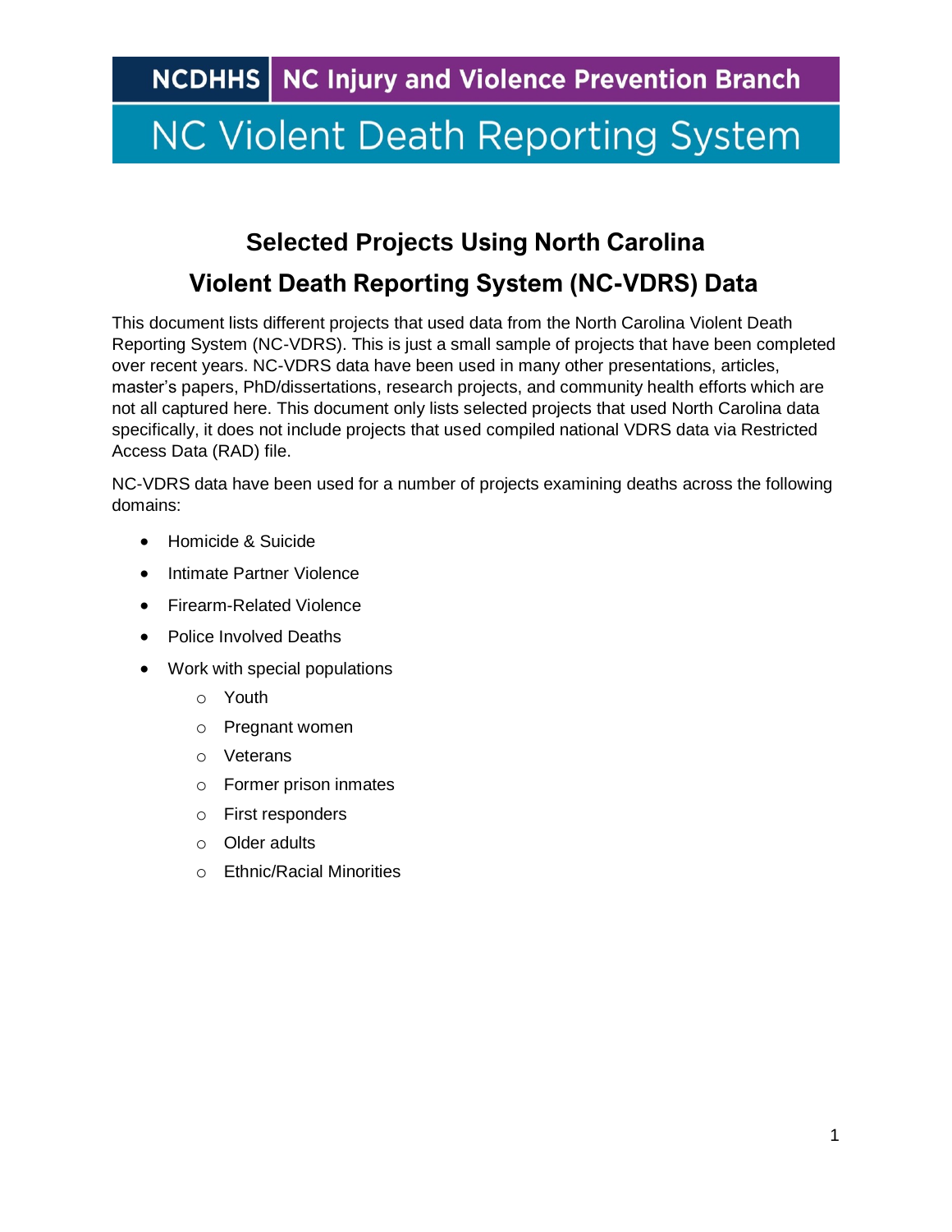NCDHHS | NC Injury and Violence Prevention Branch

# NC Violent Death Reporting System

## Selected Projects Using North Carolina Violent Death Reporting System (NC-VDRS) Data

This document lists different projects that used data from the North Carolina Violent Death Reporting System (NC-VDRS). This is just a small sample of projects that have been completed over recent years. NC-VDRS data have been used in many other presentations, articles, master's papers, PhD/dissertations, research projects, and community health efforts which are not all captured here. This document only lists selected projects that used North Carolina data specifically, it does not include projects that used compiled national VDRS data via Restricted Access Data (RAD) file.

NC-VDRS data have been used for a number of projects examining deaths across the following domains:

- Homicide & Suicide
- Intimate Partner Violence
- Firearm-Related Violence
- Police Involved Deaths
- Work with special populations
  - Youth
  - Pregnant women
  - Veterans
  - Former prison inmates
  - First responders
  - Older adults
  - Ethnic/Racial Minorities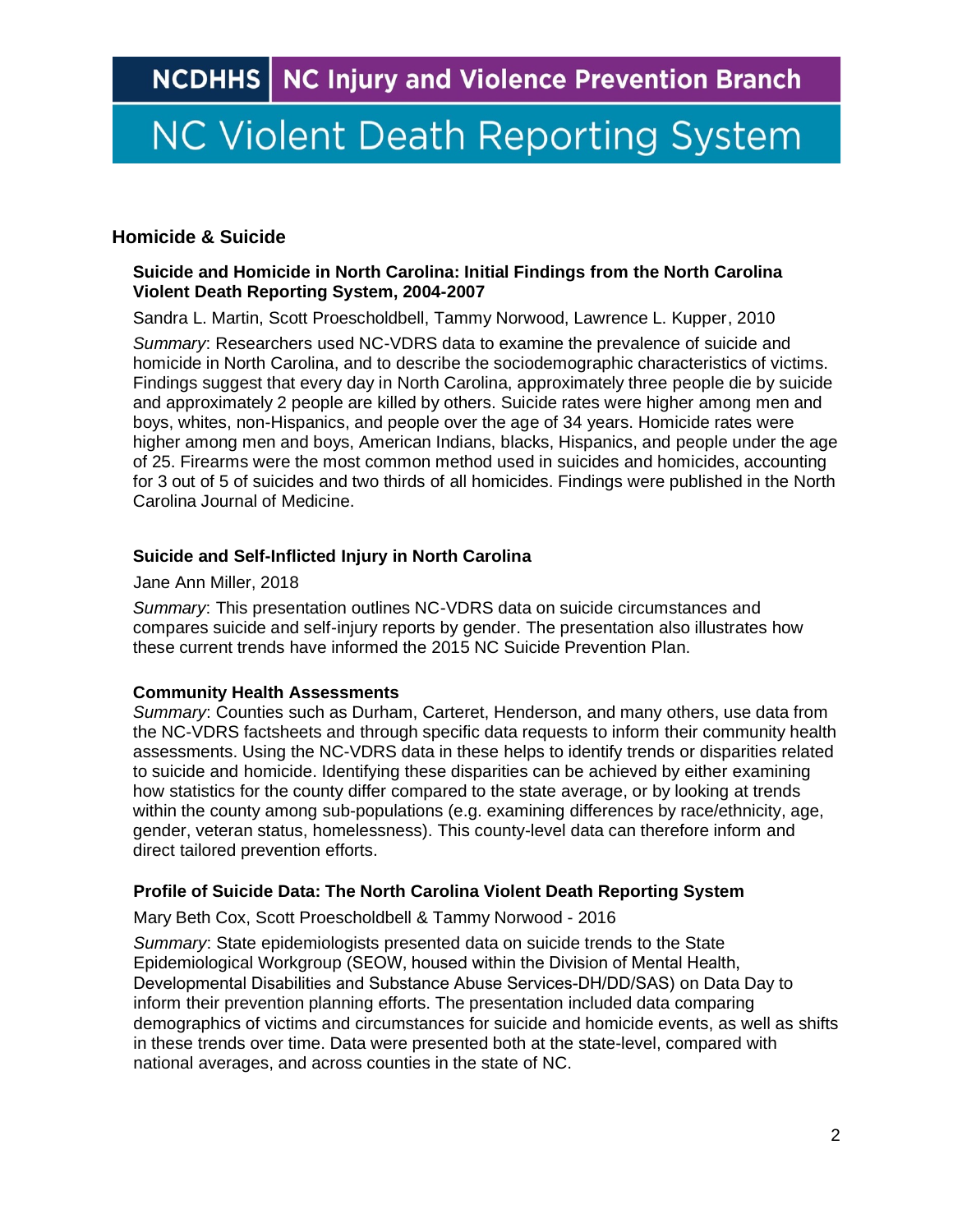## Homicide & Suicide

### Suicide and Homicide in North Carolina: Initial Findings from the North Carolina Violent Death Reporting System, 2004-2007

Sandra L. Martin, Scott Proescholdbell, Tammy Norwood, Lawrence L. Kupper, 2010

*Summary*: Researchers used NC-VDRS data to examine the prevalence of suicide and homicide in North Carolina, and to describe the sociodemographic characteristics of victims. Findings suggest that every day in North Carolina, approximately three people die by suicide and approximately 2 people are killed by others. Suicide rates were higher among men and boys, whites, non-Hispanics, and people over the age of 34 years. Homicide rates were higher among men and boys, American Indians, blacks, Hispanics, and people under the age of 25. Firearms were the most common method used in suicides and homicides, accounting for 3 out of 5 of suicides and two thirds of all homicides. Findings were published in the North Carolina Journal of Medicine.

### Suicide and Self-Inflicted Injury in North Carolina

Jane Ann Miller, 2018

*Summary*: This presentation outlines NC-VDRS data on suicide circumstances and compares suicide and self-injury reports by gender. The presentation also illustrates how these current trends have informed the 2015 NC Suicide Prevention Plan.

### Community Health Assessments

*Summary*: Counties such as Durham, Carteret, Henderson, and many others, use data from the NC-VDRS factsheets and through specific data requests to inform their community health assessments. Using the NC-VDRS data in these helps to identify trends or disparities related to suicide and homicide. Identifying these disparities can be achieved by either examining how statistics for the county differ compared to the state average, or by looking at trends within the county among sub-populations (e.g. examining differences by race/ethnicity, age, gender, veteran status, homelessness). This county-level data can therefore inform and direct tailored prevention efforts.

### Profile of Suicide Data: The North Carolina Violent Death Reporting System

Mary Beth Cox, Scott Proescholdbell & Tammy Norwood - 2016

*Summary*: State epidemiologists presented data on suicide trends to the State Epidemiological Workgroup (SEOW, housed within the Division of Mental Health, Developmental Disabilities and Substance Abuse Services-DH/DD/SAS) on Data Day to inform their prevention planning efforts. The presentation included data comparing demographics of victims and circumstances for suicide and homicide events, as well as shifts in these trends over time. Data were presented both at the state-level, compared with national averages, and across counties in the state of NC.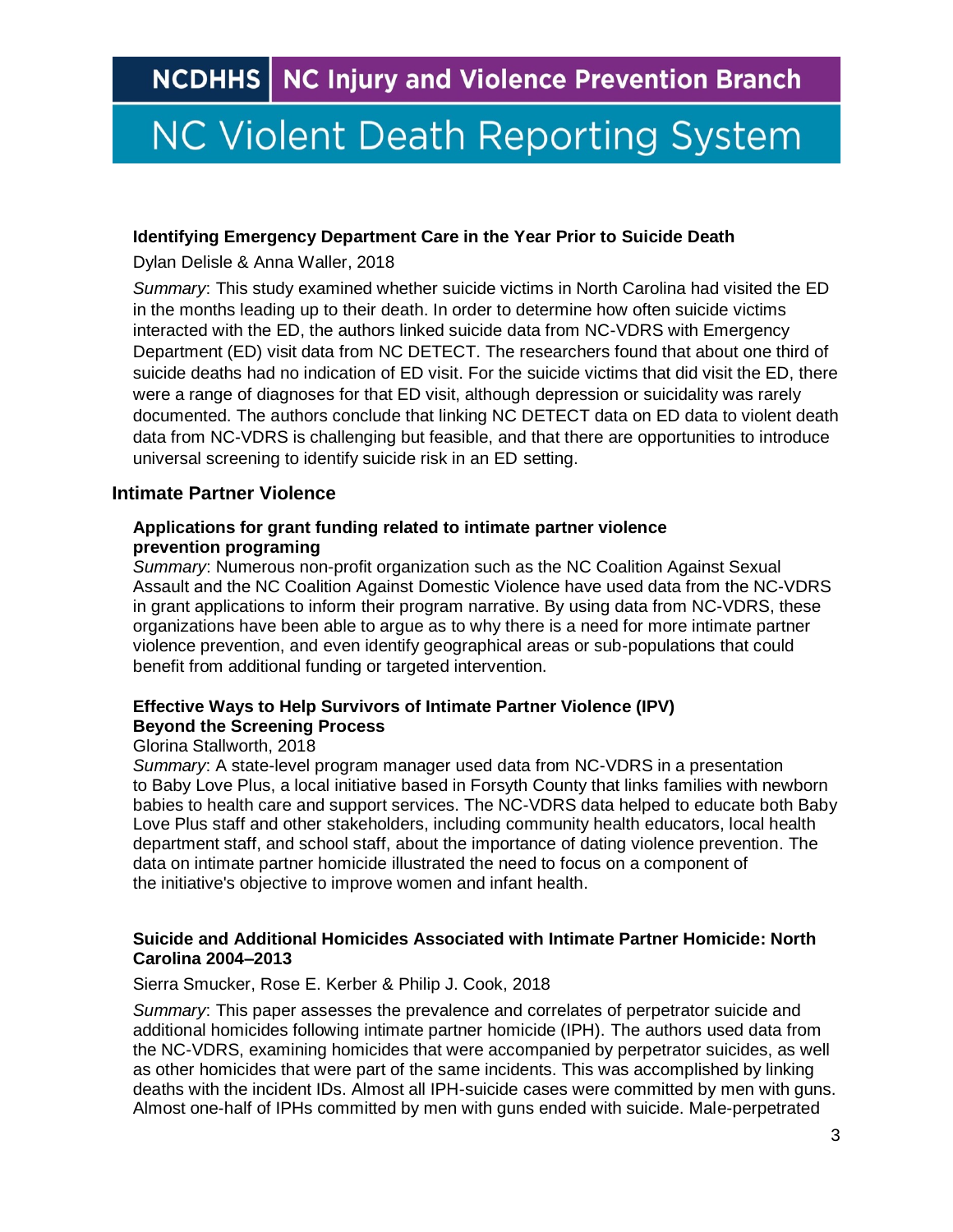#### Identifying Emergency Department Care in the Year Prior to Suicide Death

Dylan Delisle & Anna Waller, 2018

*Summary*: This study examined whether suicide victims in North Carolina had visited the ED in the months leading up to their death. In order to determine how often suicide victims interacted with the ED, the authors linked suicide data from NC-VDRS with Emergency Department (ED) visit data from NC DETECT. The researchers found that about one third of suicide deaths had no indication of ED visit. For the suicide victims that did visit the ED, there were a range of diagnoses for that ED visit, although depression or suicidality was rarely documented. The authors conclude that linking NC DETECT data on ED data to violent death data from NC-VDRS is challenging but feasible, and that there are opportunities to introduce universal screening to identify suicide risk in an ED setting.

### Intimate Partner Violence

#### Applications for grant funding related to intimate partner violence prevention programing

*Summary*: Numerous non-profit organization such as the NC Coalition Against Sexual Assault and the NC Coalition Against Domestic Violence have used data from the NC-VDRS in grant applications to inform their program narrative. By using data from NC-VDRS, these organizations have been able to argue as to why there is a need for more intimate partner violence prevention, and even identify geographical areas or sub-populations that could benefit from additional funding or targeted intervention.

#### Effective Ways to Help Survivors of Intimate Partner Violence (IPV) Beyond the Screening Process

Glorina Stallworth, 2018

*Summary*: A state-level program manager used data from NC-VDRS in a presentation to Baby Love Plus, a local initiative based in Forsyth County that links families with newborn babies to health care and support services. The NC-VDRS data helped to educate both Baby Love Plus staff and other stakeholders, including community health educators, local health department staff, and school staff, about the importance of dating violence prevention. The data on intimate partner homicide illustrated the need to focus on a component of the initiative's objective to improve women and infant health.

#### Suicide and Additional Homicides Associated with Intimate Partner Homicide: North Carolina 2004–2013

Sierra Smucker, Rose E. Kerber & Philip J. Cook, 2018

*Summary*: This paper assesses the prevalence and correlates of perpetrator suicide and additional homicides following intimate partner homicide (IPH). The authors used data from the NC-VDRS, examining homicides that were accompanied by perpetrator suicides, as well as other homicides that were part of the same incidents. This was accomplished by linking deaths with the incident IDs. Almost all IPH-suicide cases were committed by men with guns. Almost one-half of IPHs committed by men with guns ended with suicide. Male-perpetrated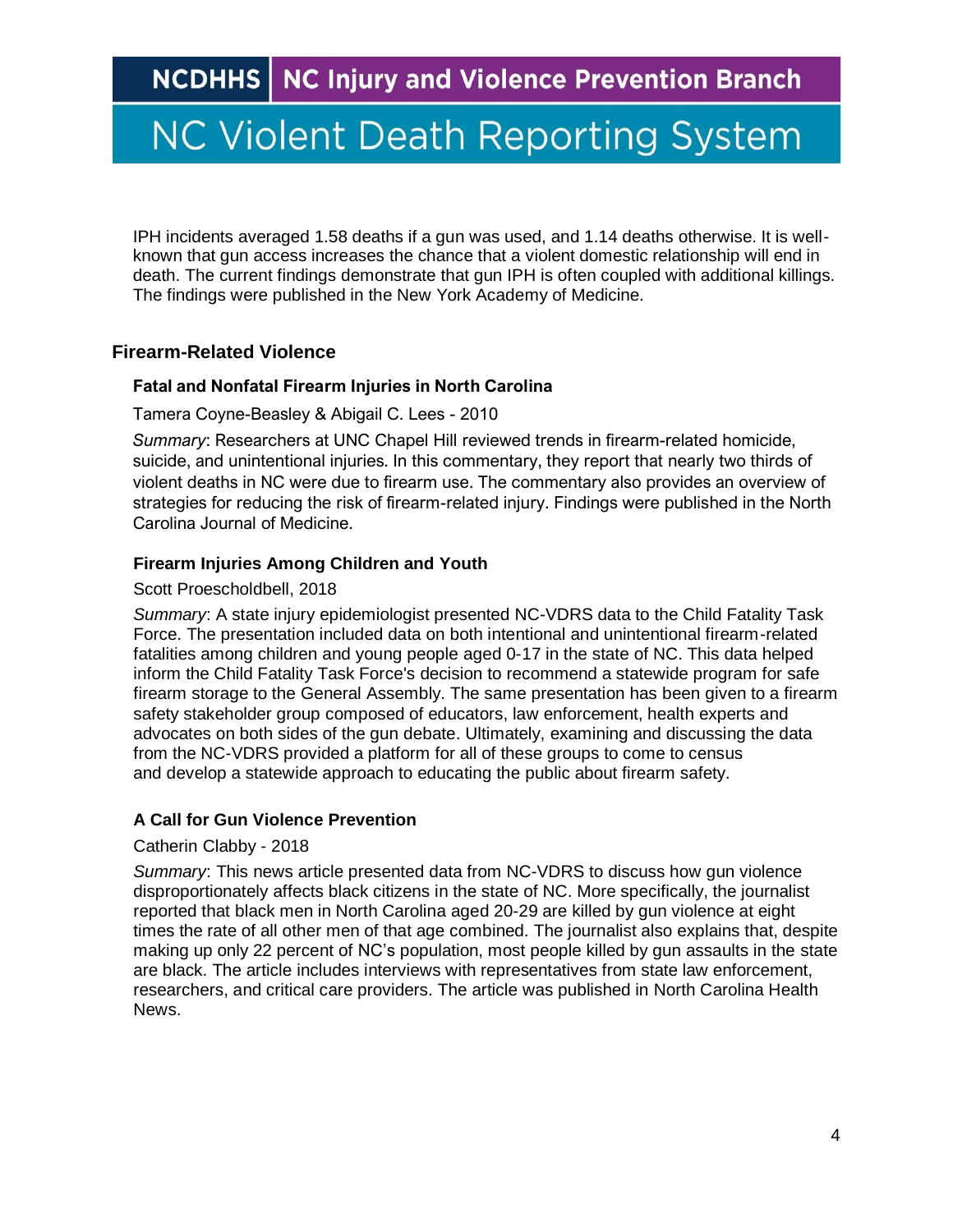IPH incidents averaged 1.58 deaths if a gun was used, and 1.14 deaths otherwise. It is well-known that gun access increases the chance that a violent domestic relationship will end in death. The current findings demonstrate that gun IPH is often coupled with additional killings. The findings were published in the New York Academy of Medicine.

## Firearm-Related Violence

### Fatal and Nonfatal Firearm Injuries in North Carolina

Tamera Coyne-Beasley & Abigail C. Lees - 2010

*Summary*: Researchers at UNC Chapel Hill reviewed trends in firearm-related homicide, suicide, and unintentional injuries. In this commentary, they report that nearly two thirds of violent deaths in NC were due to firearm use. The commentary also provides an overview of strategies for reducing the risk of firearm-related injury. Findings were published in the North Carolina Journal of Medicine.

### Firearm Injuries Among Children and Youth

Scott Proescholdbell, 2018

*Summary*: A state injury epidemiologist presented NC-VDRS data to the Child Fatality Task Force. The presentation included data on both intentional and unintentional firearm-related fatalities among children and young people aged 0-17 in the state of NC. This data helped inform the Child Fatality Task Force's decision to recommend a statewide program for safe firearm storage to the General Assembly. The same presentation has been given to a firearm safety stakeholder group composed of educators, law enforcement, health experts and advocates on both sides of the gun debate. Ultimately, examining and discussing the data from the NC-VDRS provided a platform for all of these groups to come to census and develop a statewide approach to educating the public about firearm safety.

### A Call for Gun Violence Prevention

Catherin Clabby - 2018

*Summary*: This news article presented data from NC-VDRS to discuss how gun violence disproportionately affects black citizens in the state of NC. More specifically, the journalist reported that black men in North Carolina aged 20-29 are killed by gun violence at eight times the rate of all other men of that age combined. The journalist also explains that, despite making up only 22 percent of NC's population, most people killed by gun assaults in the state are black. The article includes interviews with representatives from state law enforcement, researchers, and critical care providers. The article was published in North Carolina Health News.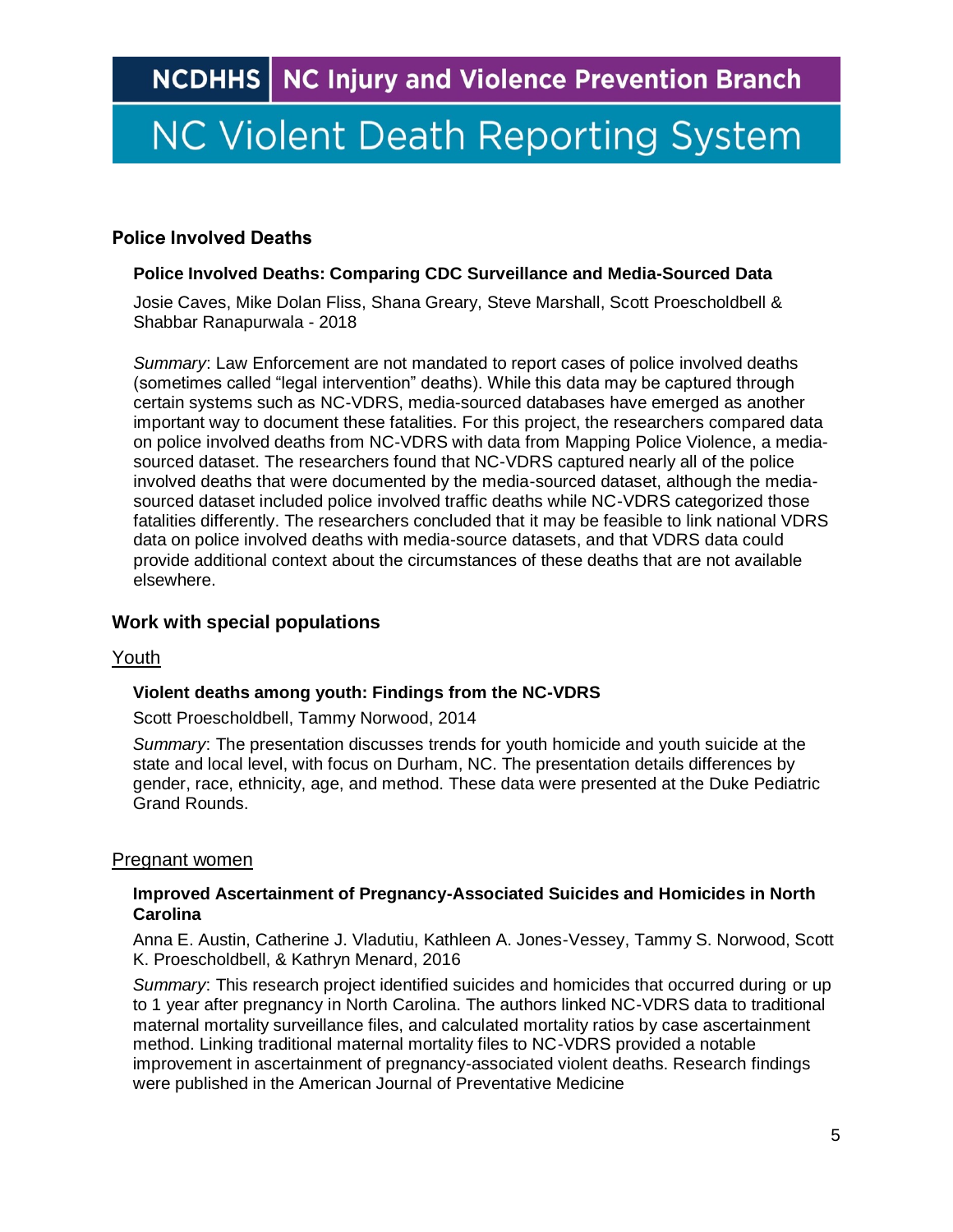## Police Involved Deaths

### Police Involved Deaths: Comparing CDC Surveillance and Media-Sourced Data

Josie Caves, Mike Dolan Fliss, Shana Greary, Steve Marshall, Scott Proescholdbell & Shabbar Ranapurwala - 2018

*Summary*: Law Enforcement are not mandated to report cases of police involved deaths (sometimes called "legal intervention" deaths). While this data may be captured through certain systems such as NC-VDRS, media-sourced databases have emerged as another important way to document these fatalities. For this project, the researchers compared data on police involved deaths from NC-VDRS with data from Mapping Police Violence, a media-sourced dataset. The researchers found that NC-VDRS captured nearly all of the police involved deaths that were documented by the media-sourced dataset, although the media-sourced dataset included police involved traffic deaths while NC-VDRS categorized those fatalities differently. The researchers concluded that it may be feasible to link national VDRS data on police involved deaths with media-source datasets, and that VDRS data could provide additional context about the circumstances of these deaths that are not available elsewhere.

## Work with special populations

Youth

### Violent deaths among youth: Findings from the NC-VDRS

Scott Proescholdbell, Tammy Norwood, 2014

*Summary*: The presentation discusses trends for youth homicide and youth suicide at the state and local level, with focus on Durham, NC. The presentation details differences by gender, race, ethnicity, age, and method. These data were presented at the Duke Pediatric Grand Rounds.

Pregnant women

### Improved Ascertainment of Pregnancy-Associated Suicides and Homicides in North Carolina

Anna E. Austin, Catherine J. Vladutiu, Kathleen A. Jones-Vessey, Tammy S. Norwood, Scott K. Proescholdbell, & Kathryn Menard, 2016

*Summary*: This research project identified suicides and homicides that occurred during or up to 1 year after pregnancy in North Carolina. The authors linked NC-VDRS data to traditional maternal mortality surveillance files, and calculated mortality ratios by case ascertainment method. Linking traditional maternal mortality files to NC-VDRS provided a notable improvement in ascertainment of pregnancy-associated violent deaths. Research findings were published in the American Journal of Preventative Medicine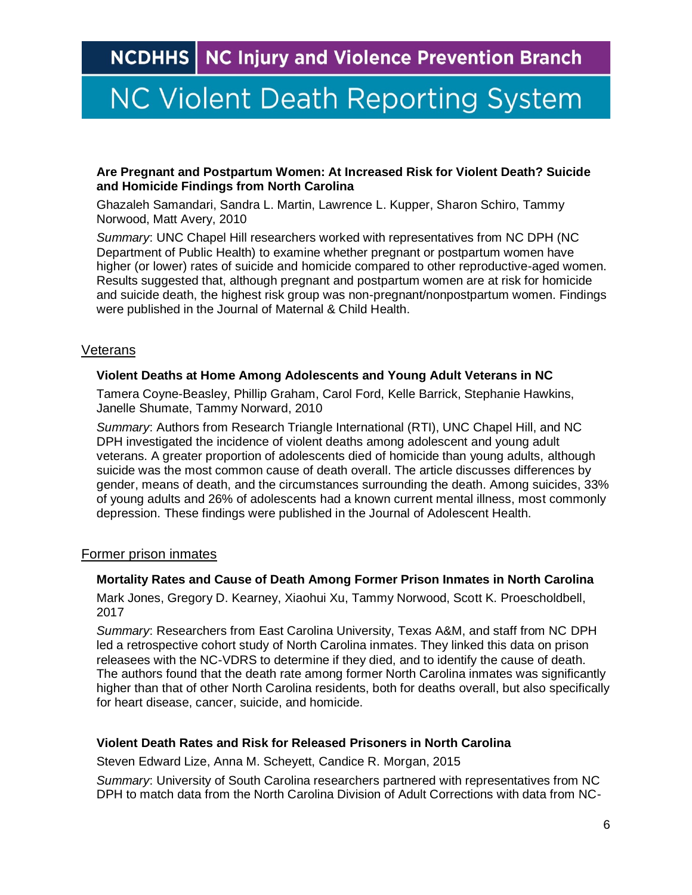**Are Pregnant and Postpartum Women: At Increased Risk for Violent Death? Suicide and Homicide Findings from North Carolina**

Ghazaleh Samandari, Sandra L. Martin, Lawrence L. Kupper, Sharon Schiro, Tammy Norwood, Matt Avery, 2010

*Summary*: UNC Chapel Hill researchers worked with representatives from NC DPH (NC Department of Public Health) to examine whether pregnant or postpartum women have higher (or lower) rates of suicide and homicide compared to other reproductive-aged women. Results suggested that, although pregnant and postpartum women are at risk for homicide and suicide death, the highest risk group was non-pregnant/nonpostpartum women. Findings were published in the Journal of Maternal & Child Health.

## Veterans

**Violent Deaths at Home Among Adolescents and Young Adult Veterans in NC**

Tamera Coyne-Beasley, Phillip Graham, Carol Ford, Kelle Barrick, Stephanie Hawkins, Janelle Shumate, Tammy Norward, 2010

*Summary*: Authors from Research Triangle International (RTI), UNC Chapel Hill, and NC DPH investigated the incidence of violent deaths among adolescent and young adult veterans. A greater proportion of adolescents died of homicide than young adults, although suicide was the most common cause of death overall. The article discusses differences by gender, means of death, and the circumstances surrounding the death. Among suicides, 33% of young adults and 26% of adolescents had a known current mental illness, most commonly depression. These findings were published in the Journal of Adolescent Health.

## Former prison inmates

**Mortality Rates and Cause of Death Among Former Prison Inmates in North Carolina**

Mark Jones, Gregory D. Kearney, Xiaohui Xu, Tammy Norwood, Scott K. Proescholdbell, 2017

*Summary*: Researchers from East Carolina University, Texas A&M, and staff from NC DPH led a retrospective cohort study of North Carolina inmates. They linked this data on prison releasees with the NC-VDRS to determine if they died, and to identify the cause of death. The authors found that the death rate among former North Carolina inmates was significantly higher than that of other North Carolina residents, both for deaths overall, but also specifically for heart disease, cancer, suicide, and homicide.

**Violent Death Rates and Risk for Released Prisoners in North Carolina**

Steven Edward Lize, Anna M. Scheyett, Candice R. Morgan, 2015

*Summary*: University of South Carolina researchers partnered with representatives from NC DPH to match data from the North Carolina Division of Adult Corrections with data from NC-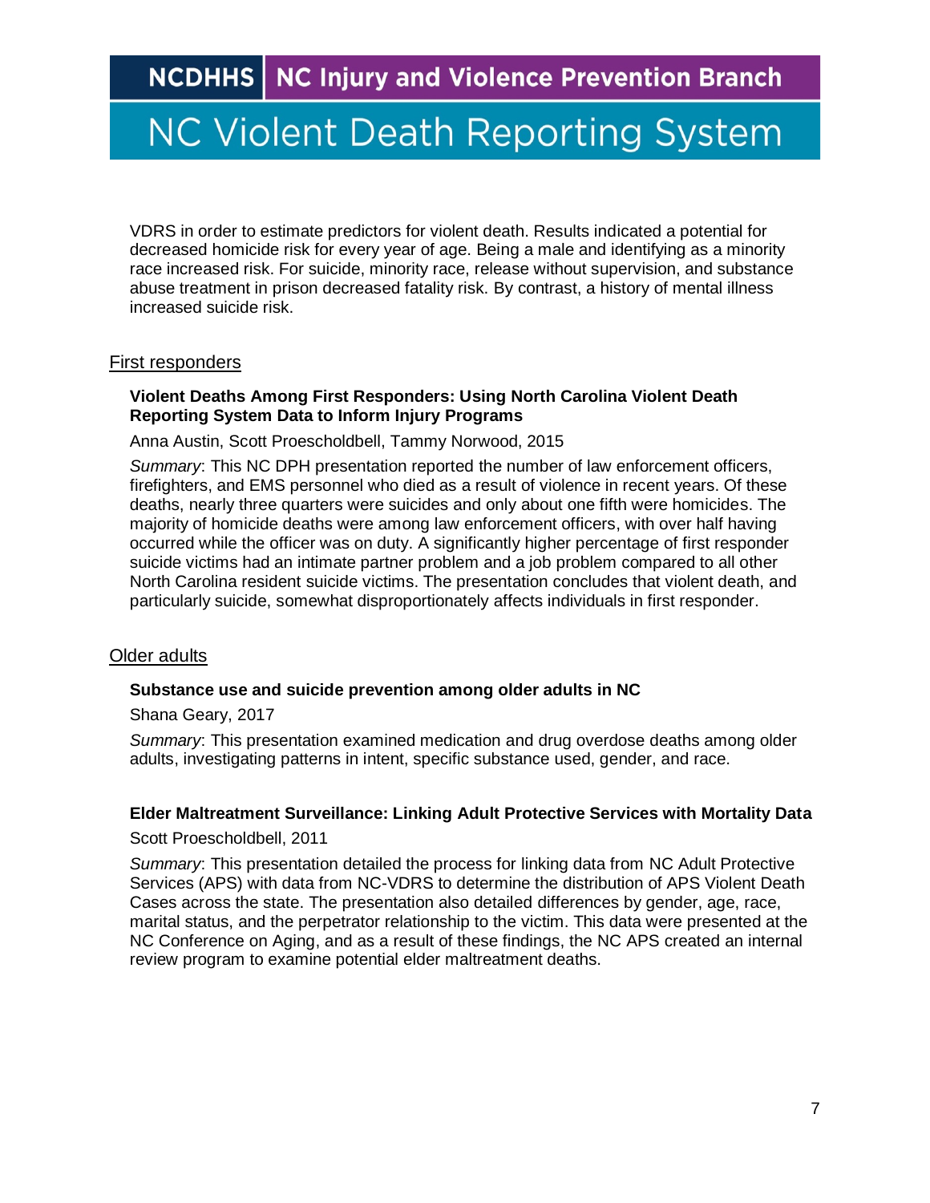VDRS in order to estimate predictors for violent death. Results indicated a potential for decreased homicide risk for every year of age. Being a male and identifying as a minority race increased risk. For suicide, minority race, release without supervision, and substance abuse treatment in prison decreased fatality risk. By contrast, a history of mental illness increased suicide risk.

## First responders

**Violent Deaths Among First Responders: Using North Carolina Violent Death Reporting System Data to Inform Injury Programs**

Anna Austin, Scott Proescholdbell, Tammy Norwood, 2015

*Summary*: This NC DPH presentation reported the number of law enforcement officers, firefighters, and EMS personnel who died as a result of violence in recent years. Of these deaths, nearly three quarters were suicides and only about one fifth were homicides. The majority of homicide deaths were among law enforcement officers, with over half having occurred while the officer was on duty. A significantly higher percentage of first responder suicide victims had an intimate partner problem and a job problem compared to all other North Carolina resident suicide victims. The presentation concludes that violent death, and particularly suicide, somewhat disproportionately affects individuals in first responder.

## Older adults

**Substance use and suicide prevention among older adults in NC**

Shana Geary, 2017

*Summary*: This presentation examined medication and drug overdose deaths among older adults, investigating patterns in intent, specific substance used, gender, and race.

**Elder Maltreatment Surveillance: Linking Adult Protective Services with Mortality Data**

Scott Proescholdbell, 2011

*Summary*: This presentation detailed the process for linking data from NC Adult Protective Services (APS) with data from NC-VDRS to determine the distribution of APS Violent Death Cases across the state. The presentation also detailed differences by gender, age, race, marital status, and the perpetrator relationship to the victim. This data were presented at the NC Conference on Aging, and as a result of these findings, the NC APS created an internal review program to examine potential elder maltreatment deaths.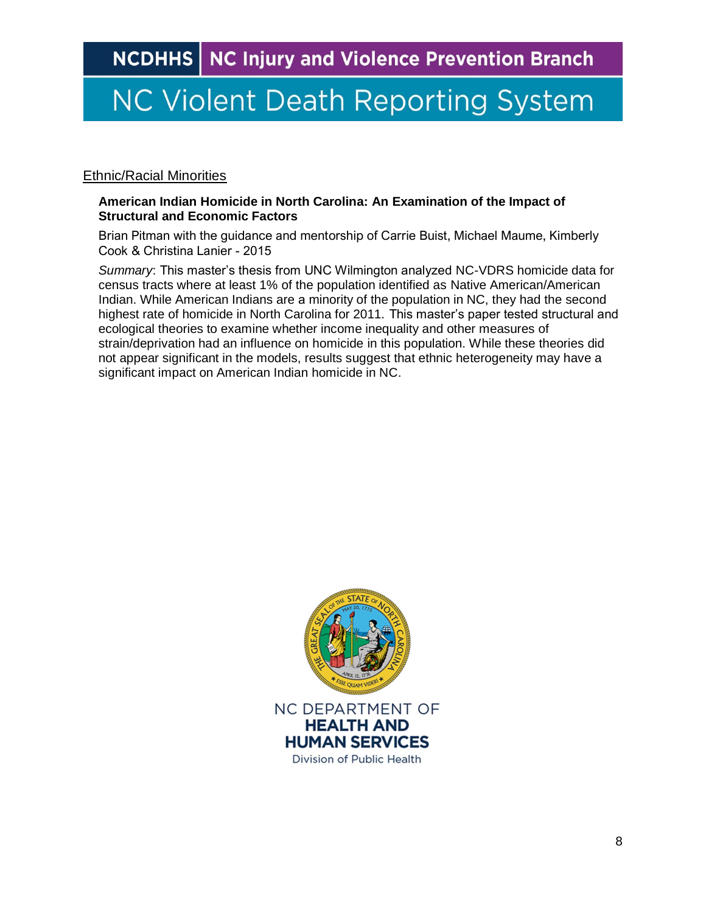## Ethnic/Racial Minorities

**American Indian Homicide in North Carolina: An Examination of the Impact of Structural and Economic Factors**

Brian Pitman with the guidance and mentorship of Carrie Buist, Michael Maume, Kimberly Cook & Christina Lanier - 2015

*Summary*: This master's thesis from UNC Wilmington analyzed NC-VDRS homicide data for census tracts where at least 1% of the population identified as Native American/American Indian. While American Indians are a minority of the population in NC, they had the second highest rate of homicide in North Carolina for 2011. This master's paper tested structural and ecological theories to examine whether income inequality and other measures of strain/deprivation had an influence on homicide in this population. While these theories did not appear significant in the models, results suggest that ethnic heterogeneity may have a significant impact on American Indian homicide in NC.

NC DEPARTMENT OF
**HEALTH AND HUMAN SERVICES**
Division of Public Health